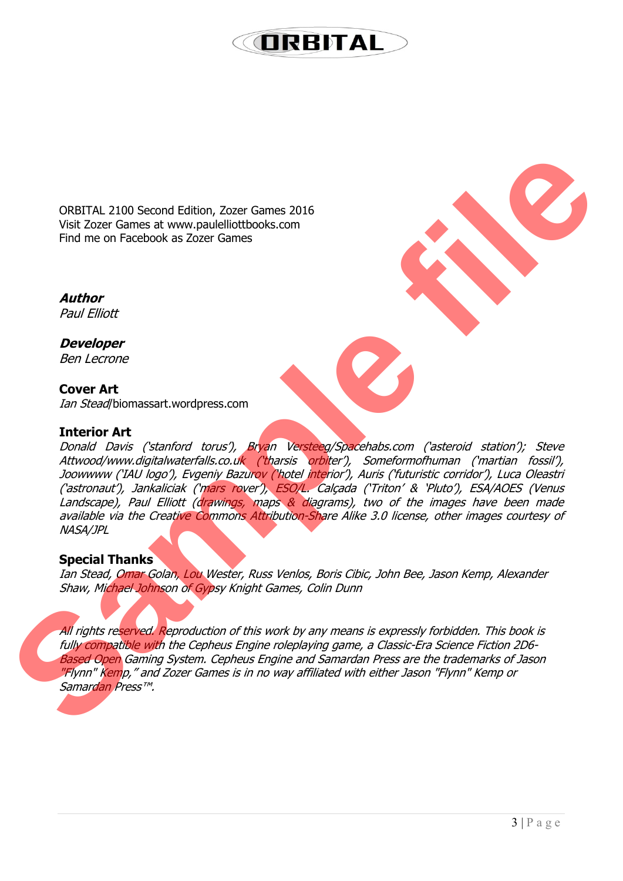ORBITAL 2100 Second Edition, Zozer Games 2016
Visit Zozer Games at www.paulelliottbooks.com
Find me on Facebook as Zozer Games

***Author***
*Paul Elliott*

***Developer***
*Ben Lecrone*

**Cover Art**
*Ian Stead*/biomassart.wordpress.com

**Interior Art**
*Donald Davis ('stanford torus'), Bryan Versteeg/Spacehabs.com ('asteroid station'); Steve Attwood/www.digitalwaterfalls.co.uk ('tharsis orbiter'), Someformofhuman ('martian fossil'), Joowwww ('IAU logo'), Evgeniy Bazurov ('hotel interior'), Auris ('futuristic corridor'), Luca Oleastri ('astronaut'), Jankaliciak ('mars rover'), ESO/L. Calçada ('Triton' & 'Pluto'), ESA/AOES (Venus Landscape), Paul Elliott (drawings, maps & diagrams), two of the images have been made available via the Creative Commons Attribution-Share Alike 3.0 license, other images courtesy of NASA/JPL*

**Special Thanks**
*Ian Stead, Omar Golan, Lou Wester, Russ Venlos, Boris Cibic, John Bee, Jason Kemp, Alexander Shaw, Michael Johnson of Gypsy Knight Games, Colin Dunn*

*All rights reserved. Reproduction of this work by any means is expressly forbidden. This book is fully compatible with the Cepheus Engine roleplaying game, a Classic-Era Science Fiction 2D6-Based Open Gaming System. Cepheus Engine and Samardan Press are the trademarks of Jason "Flynn" Kemp," and Zozer Games is in no way affiliated with either Jason "Flynn" Kemp or Samardan Press™.*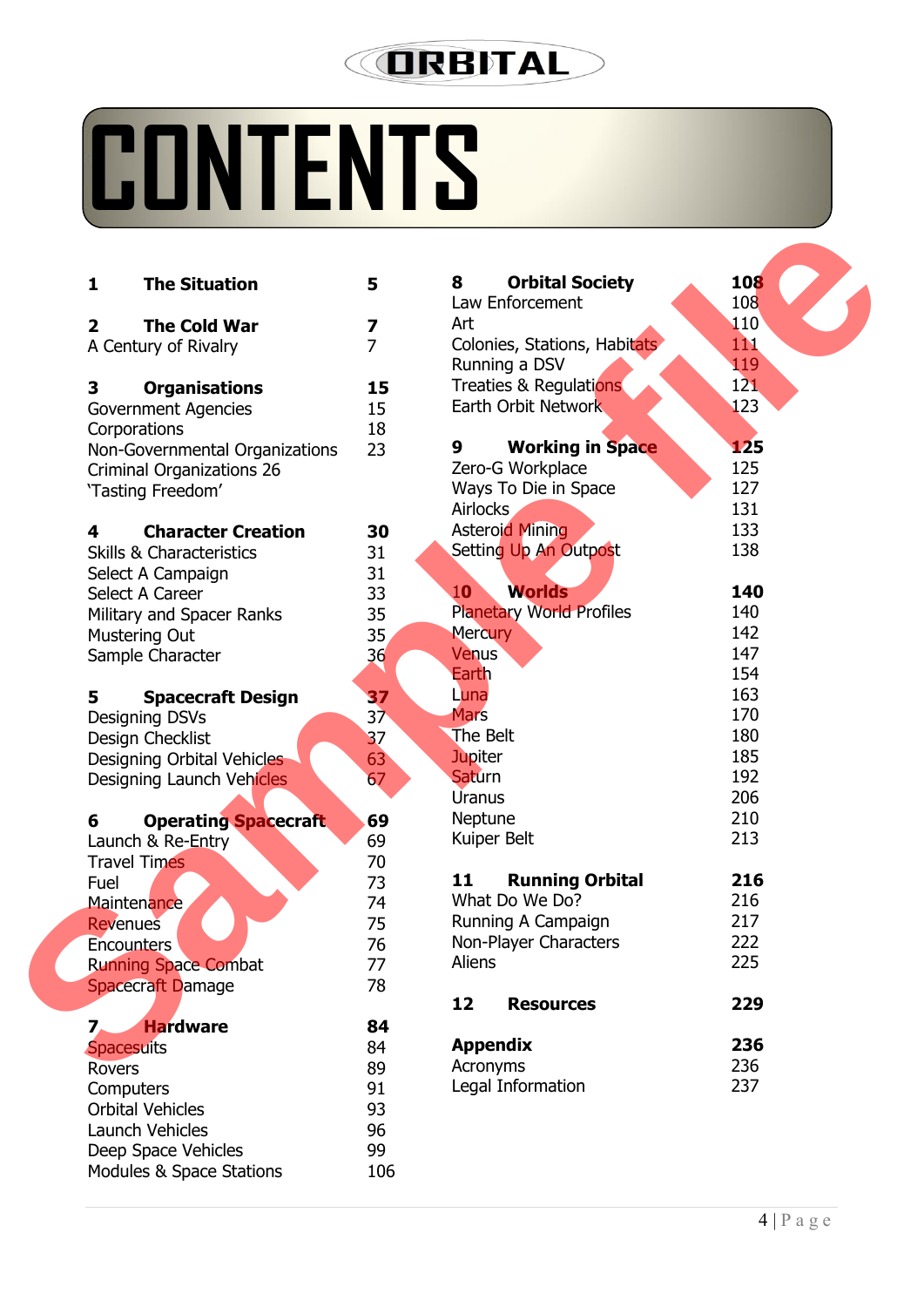# CONTENTS

| | | |
|---|---|---|
| **1** | **The Situation** | **5** |
| **2** | **The Cold War** | **7** |
| | A Century of Rivalry | 7 |
| **3** | **Organisations** | **15** |
| | Government Agencies | 15 |
| | Corporations | 18 |
| | Non-Governmental Organizations | 23 |
| | Criminal Organizations 26 | |
| | 'Tasting Freedom' | |
| **4** | **Character Creation** | **30** |
| | Skills & Characteristics | 31 |
| | Select A Campaign | 31 |
| | Select A Career | 33 |
| | Military and Spacer Ranks | 35 |
| | Mustering Out | 35 |
| | Sample Character | 36 |
| **5** | **Spacecraft Design** | **37** |
| | Designing DSVs | 37 |
| | Design Checklist | 37 |
| | Designing Orbital Vehicles | 63 |
| | Designing Launch Vehicles | 67 |
| **6** | **Operating Spacecraft** | **69** |
| | Launch & Re-Entry | 69 |
| | Travel Times | 70 |
| | Fuel | 73 |
| | Maintenance | 74 |
| | Revenues | 75 |
| | Encounters | 76 |
| | Running Space Combat | 77 |
| | Spacecraft Damage | 78 |
| **7** | **Hardware** | **84** |
| | Spacesuits | 84 |
| | Rovers | 89 |
| | Computers | 91 |
| | Orbital Vehicles | 93 |
| | Launch Vehicles | 96 |
| | Deep Space Vehicles | 99 |
| | Modules & Space Stations | 106 |
| **8** | **Orbital Society** | **108** |
| | Law Enforcement | 108 |
| | Art | 110 |
| | Colonies, Stations, Habitats | 111 |
| | Running a DSV | 119 |
| | Treaties & Regulations | 121 |
| | Earth Orbit Network | 123 |
| **9** | **Working in Space** | **125** |
| | Zero-G Workplace | 125 |
| | Ways To Die in Space | 127 |
| | Airlocks | 131 |
| | Asteroid Mining | 133 |
| | Setting Up An Outpost | 138 |
| **10** | **Worlds** | **140** |
| | Planetary World Profiles | 140 |
| | Mercury | 142 |
| | Venus | 147 |
| | Earth | 154 |
| | Luna | 163 |
| | Mars | 170 |
| | The Belt | 180 |
| | Jupiter | 185 |
| | Saturn | 192 |
| | Uranus | 206 |
| | Neptune | 210 |
| | Kuiper Belt | 213 |
| **11** | **Running Orbital** | **216** |
| | What Do We Do? | 216 |
| | Running A Campaign | 217 |
| | Non-Player Characters | 222 |
| | Aliens | 225 |
| **12** | **Resources** | **229** |
| | **Appendix** | **236** |
| | Acronyms | 236 |
| | Legal Information | 237 |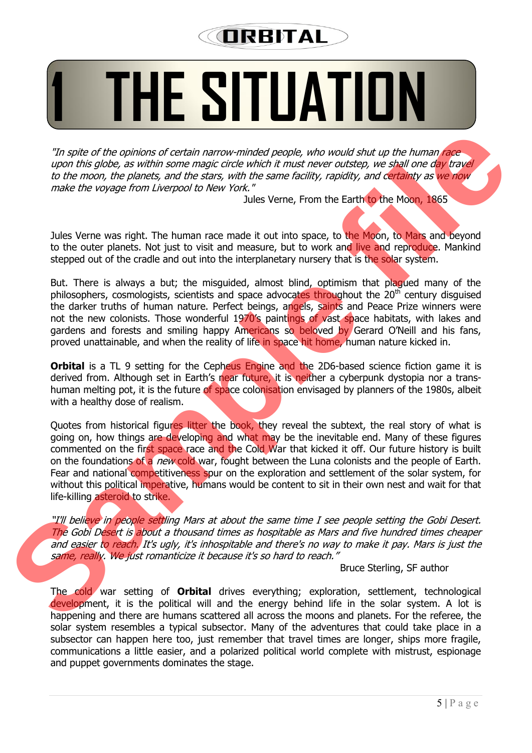# 1 THE SITUATION

*"In spite of the opinions of certain narrow-minded people, who would shut up the human race upon this globe, as within some magic circle which it must never outstep, we shall one day travel to the moon, the planets, and the stars, with the same facility, rapidity, and certainty as we now make the voyage from Liverpool to New York."*

Jules Verne, From the Earth to the Moon, 1865

Jules Verne was right. The human race made it out into space, to the Moon, to Mars and beyond to the outer planets. Not just to visit and measure, but to work and live and reproduce. Mankind stepped out of the cradle and out into the interplanetary nursery that is the solar system.

But. There is always a but; the misguided, almost blind, optimism that plagued many of the philosophers, cosmologists, scientists and space advocates throughout the 20th century disguised the darker truths of human nature. Perfect beings, angels, saints and Peace Prize winners were not the new colonists. Those wonderful 1970's paintings of vast space habitats, with lakes and gardens and forests and smiling happy Americans so beloved by Gerard O'Neill and his fans, proved unattainable, and when the reality of life in space hit home, human nature kicked in.

**Orbital** is a TL 9 setting for the Cepheus Engine and the 2D6-based science fiction game it is derived from. Although set in Earth's near future, it is neither a cyberpunk dystopia nor a trans-human melting pot, it is the future of space colonisation envisaged by planners of the 1980s, albeit with a healthy dose of realism.

Quotes from historical figures litter the book, they reveal the subtext, the real story of what is going on, how things are developing and what may be the inevitable end. Many of these figures commented on the first space race and the Cold War that kicked it off. Our future history is built on the foundations of a *new* cold war, fought between the Luna colonists and the people of Earth. Fear and national competitiveness spur on the exploration and settlement of the solar system, for without this political imperative, humans would be content to sit in their own nest and wait for that life-killing asteroid to strike.

*"I'll believe in people settling Mars at about the same time I see people setting the Gobi Desert. The Gobi Desert is about a thousand times as hospitable as Mars and five hundred times cheaper and easier to reach. It's ugly, it's inhospitable and there's no way to make it pay. Mars is just the same, really. We just romanticize it because it's so hard to reach."*

Bruce Sterling, SF author

The cold war setting of **Orbital** drives everything; exploration, settlement, technological development, it is the political will and the energy behind life in the solar system. A lot is happening and there are humans scattered all across the moons and planets. For the referee, the solar system resembles a typical subsector. Many of the adventures that could take place in a subsector can happen here too, just remember that travel times are longer, ships more fragile, communications a little easier, and a polarized political world complete with mistrust, espionage and puppet governments dominates the stage.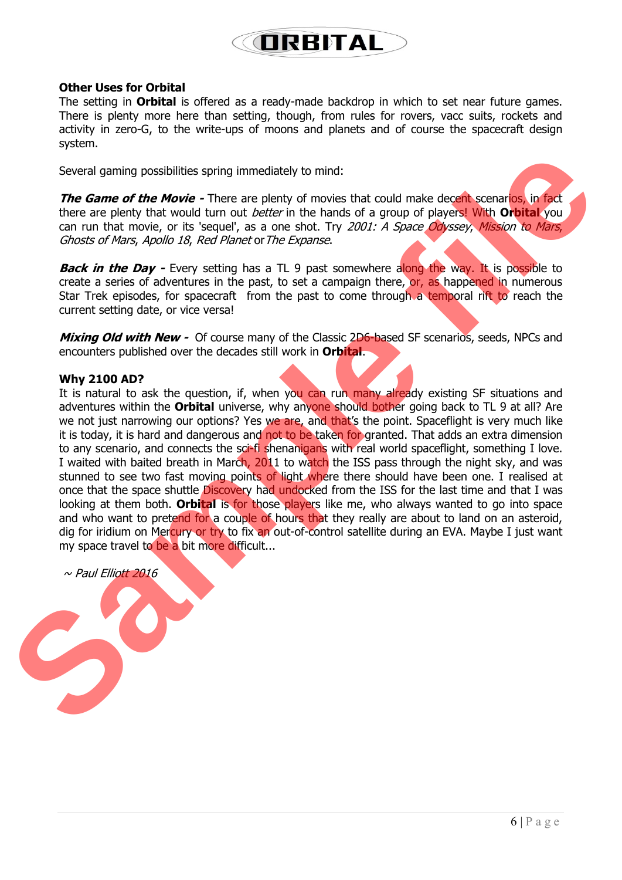## Other Uses for Orbital

The setting in **Orbital** is offered as a ready-made backdrop in which to set near future games. There is plenty more here than setting, though, from rules for rovers, vacc suits, rockets and activity in zero-G, to the write-ups of moons and planets and of course the spacecraft design system.

Several gaming possibilities spring immediately to mind:

***The Game of the Movie -*** There are plenty of movies that could make decent scenarios, in fact there are plenty that would turn out *better* in the hands of a group of players! With **Orbital** you can run that movie, or its 'sequel', as a one shot. Try *2001: A Space Odyssey*, *Mission to Mars*, *Ghosts of Mars*, *Apollo 18*, *Red Planet* or *The Expanse*.

***Back in the Day -*** Every setting has a TL 9 past somewhere along the way. It is possible to create a series of adventures in the past, to set a campaign there, or, as happened in numerous Star Trek episodes, for spacecraft from the past to come through a temporal rift to reach the current setting date, or vice versa!

***Mixing Old with New -*** Of course many of the Classic 2D6-based SF scenarios, seeds, NPCs and encounters published over the decades still work in **Orbital**.

## Why 2100 AD?

It is natural to ask the question, if, when you can run many already existing SF situations and adventures within the **Orbital** universe, why anyone should bother going back to TL 9 at all? Are we not just narrowing our options? Yes we are, and that's the point. Spaceflight is very much like it is today, it is hard and dangerous and not to be taken for granted. That adds an extra dimension to any scenario, and connects the sci-fi shenanigans with real world spaceflight, something I love. I waited with baited breath in March, 2011 to watch the ISS pass through the night sky, and was stunned to see two fast moving points of light where there should have been one. I realised at once that the space shuttle Discovery had undocked from the ISS for the last time and that I was looking at them both. **Orbital** is for those players like me, who always wanted to go into space and who want to pretend for a couple of hours that they really are about to land on an asteroid, dig for iridium on Mercury or try to fix an out-of-control satellite during an EVA. Maybe I just want my space travel to be a bit more difficult...

*~ Paul Elliott 2016*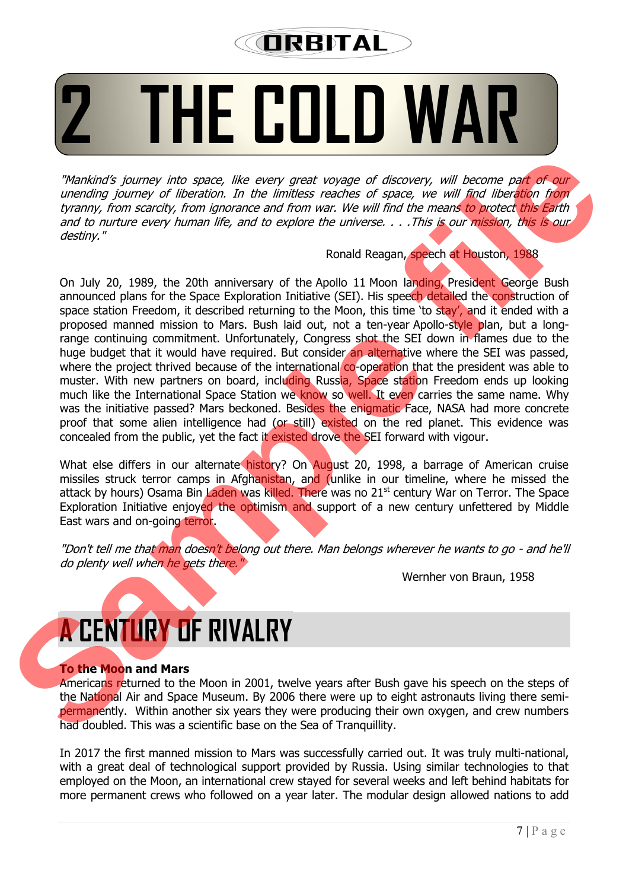# 2 THE COLD WAR

*"Mankind's journey into space, like every great voyage of discovery, will become part of our unending journey of liberation. In the limitless reaches of space, we will find liberation from tyranny, from scarcity, from ignorance and from war. We will find the means to protect this Earth and to nurture every human life, and to explore the universe. . . .This is our mission, this is our destiny."*

Ronald Reagan, speech at Houston, 1988

On July 20, 1989, the 20th anniversary of the Apollo 11 Moon landing, President George Bush announced plans for the Space Exploration Initiative (SEI). His speech detailed the construction of space station Freedom, it described returning to the Moon, this time 'to stay', and it ended with a proposed manned mission to Mars. Bush laid out, not a ten-year Apollo-style plan, but a long-range continuing commitment. Unfortunately, Congress shot the SEI down in flames due to the huge budget that it would have required. But consider an alternative where the SEI was passed, where the project thrived because of the international co-operation that the president was able to muster. With new partners on board, including Russia, Space station Freedom ends up looking much like the International Space Station we know so well. It even carries the same name. Why was the initiative passed? Mars beckoned. Besides the enigmatic Face, NASA had more concrete proof that some alien intelligence had (or still) existed on the red planet. This evidence was concealed from the public, yet the fact it existed drove the SEI forward with vigour.

What else differs in our alternate history? On August 20, 1998, a barrage of American cruise missiles struck terror camps in Afghanistan, and (unlike in our timeline, where he missed the attack by hours) Osama Bin Laden was killed. There was no 21st century War on Terror. The Space Exploration Initiative enjoyed the optimism and support of a new century unfettered by Middle East wars and on-going terror.

*"Don't tell me that man doesn't belong out there. Man belongs wherever he wants to go - and he'll do plenty well when he gets there."*

Wernher von Braun, 1958

## A CENTURY OF RIVALRY

### To the Moon and Mars

Americans returned to the Moon in 2001, twelve years after Bush gave his speech on the steps of the National Air and Space Museum. By 2006 there were up to eight astronauts living there semi-permanently. Within another six years they were producing their own oxygen, and crew numbers had doubled. This was a scientific base on the Sea of Tranquillity.

In 2017 the first manned mission to Mars was successfully carried out. It was truly multi-national, with a great deal of technological support provided by Russia. Using similar technologies to that employed on the Moon, an international crew stayed for several weeks and left behind habitats for more permanent crews who followed on a year later. The modular design allowed nations to add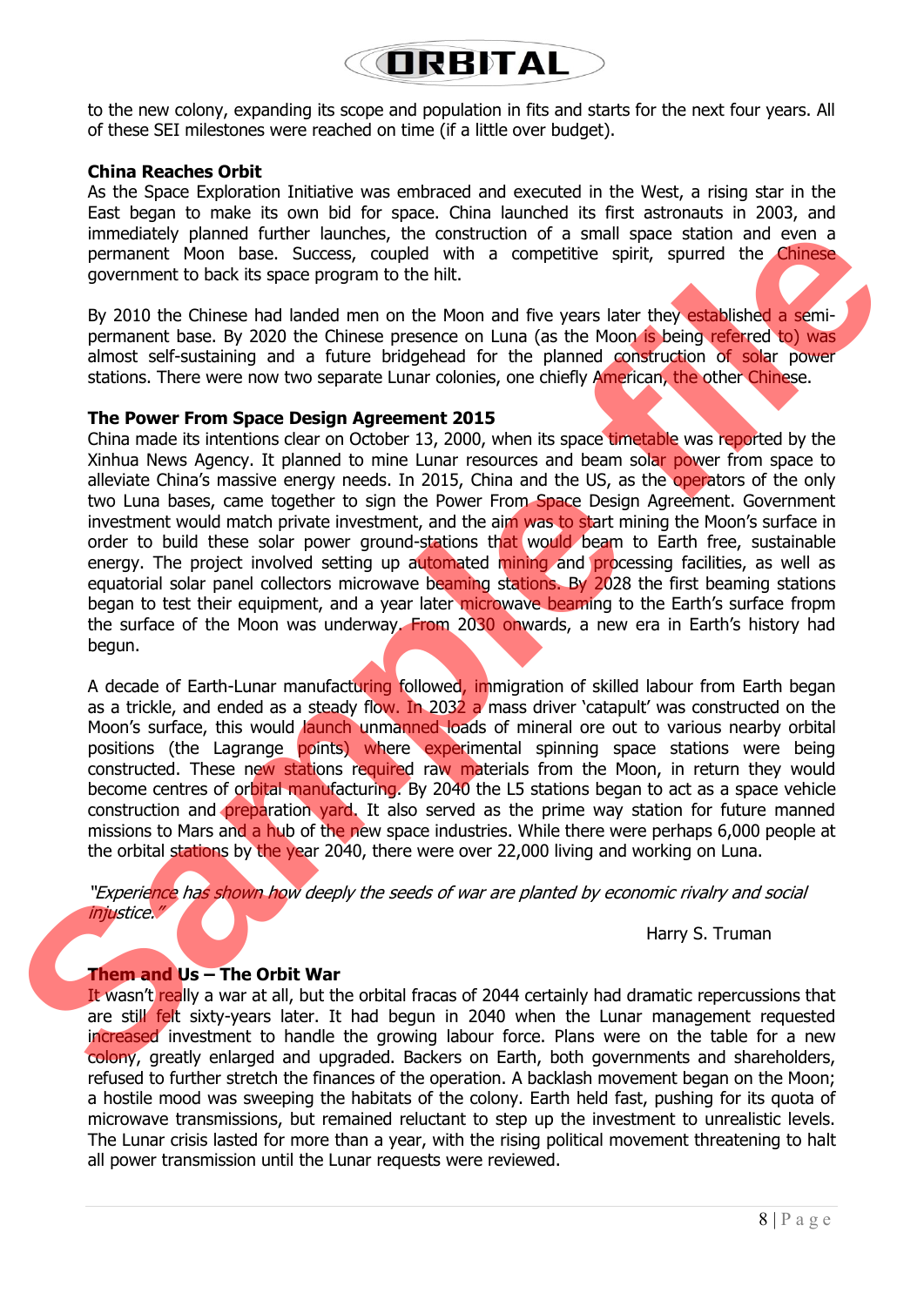to the new colony, expanding its scope and population in fits and starts for the next four years. All of these SEI milestones were reached on time (if a little over budget).

### China Reaches Orbit

As the Space Exploration Initiative was embraced and executed in the West, a rising star in the East began to make its own bid for space. China launched its first astronauts in 2003, and immediately planned further launches, the construction of a small space station and even a permanent Moon base. Success, coupled with a competitive spirit, spurred the Chinese government to back its space program to the hilt.

By 2010 the Chinese had landed men on the Moon and five years later they established a semi-permanent base. By 2020 the Chinese presence on Luna (as the Moon is being referred to) was almost self-sustaining and a future bridgehead for the planned construction of solar power stations. There were now two separate Lunar colonies, one chiefly American, the other Chinese.

### The Power From Space Design Agreement 2015

China made its intentions clear on October 13, 2000, when its space timetable was reported by the Xinhua News Agency. It planned to mine Lunar resources and beam solar power from space to alleviate China's massive energy needs. In 2015, China and the US, as the operators of the only two Luna bases, came together to sign the Power From Space Design Agreement. Government investment would match private investment, and the aim was to start mining the Moon's surface in order to build these solar power ground-stations that would beam to Earth free, sustainable energy. The project involved setting up automated mining and processing facilities, as well as equatorial solar panel collectors microwave beaming stations. By 2028 the first beaming stations began to test their equipment, and a year later microwave beaming to the Earth's surface fropm the surface of the Moon was underway. From 2030 onwards, a new era in Earth's history had begun.

A decade of Earth-Lunar manufacturing followed, immigration of skilled labour from Earth began as a trickle, and ended as a steady flow. In 2032 a mass driver 'catapult' was constructed on the Moon's surface, this would launch unmanned loads of mineral ore out to various nearby orbital positions (the Lagrange points) where experimental spinning space stations were being constructed. These new stations required raw materials from the Moon, in return they would become centres of orbital manufacturing. By 2040 the L5 stations began to act as a space vehicle construction and preparation yard. It also served as the prime way station for future manned missions to Mars and a hub of the new space industries. While there were perhaps 6,000 people at the orbital stations by the year 2040, there were over 22,000 living and working on Luna.

*"Experience has shown how deeply the seeds of war are planted by economic rivalry and social injustice."*

Harry S. Truman

### Them and Us – The Orbit War

It wasn't really a war at all, but the orbital fracas of 2044 certainly had dramatic repercussions that are still felt sixty-years later. It had begun in 2040 when the Lunar management requested increased investment to handle the growing labour force. Plans were on the table for a new colony, greatly enlarged and upgraded. Backers on Earth, both governments and shareholders, refused to further stretch the finances of the operation. A backlash movement began on the Moon; a hostile mood was sweeping the habitats of the colony. Earth held fast, pushing for its quota of microwave transmissions, but remained reluctant to step up the investment to unrealistic levels. The Lunar crisis lasted for more than a year, with the rising political movement threatening to halt all power transmission until the Lunar requests were reviewed.